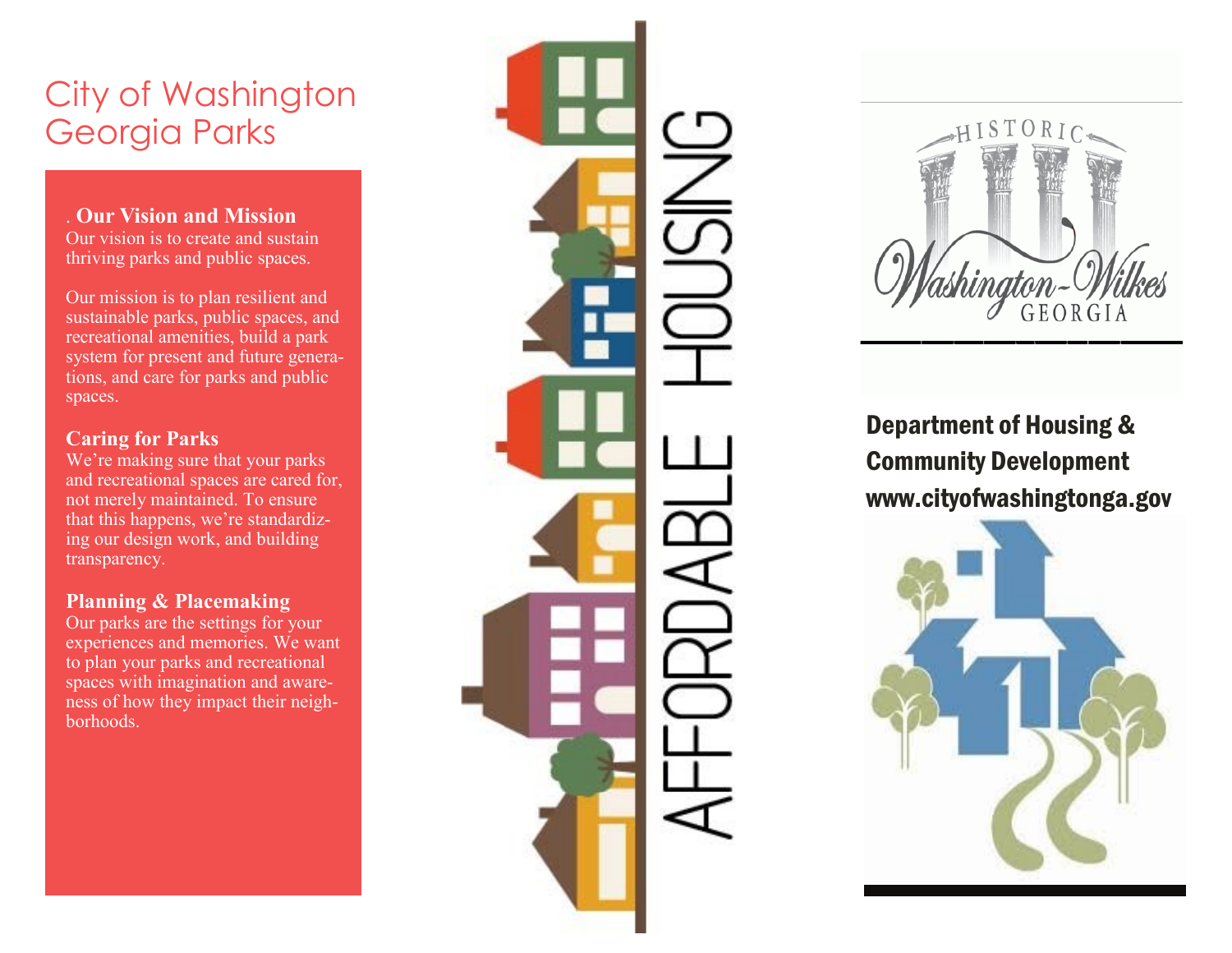# City of Washington Georgia Parks

. **Our Vision and Mission**
Our vision is to create and sustain thriving parks and public spaces.

Our mission is to plan resilient and sustainable parks, public spaces, and recreational amenities, build a park system for present and future generations, and care for parks and public spaces.

**Caring for Parks**
We're making sure that your parks and recreational spaces are cared for, not merely maintained. To ensure that this happens, we're standardizing our design work, and building transparency.

**Planning & Placemaking**
Our parks are the settings for your experiences and memories. We want to plan your parks and recreational spaces with imagination and awareness of how they impact their neighborhoods.

AFFORDABLE HOUSING

HISTORIC Washington-Wilkes GEORGIA

**Department of Housing & Community Development**
**www.cityofwashingtonga.gov**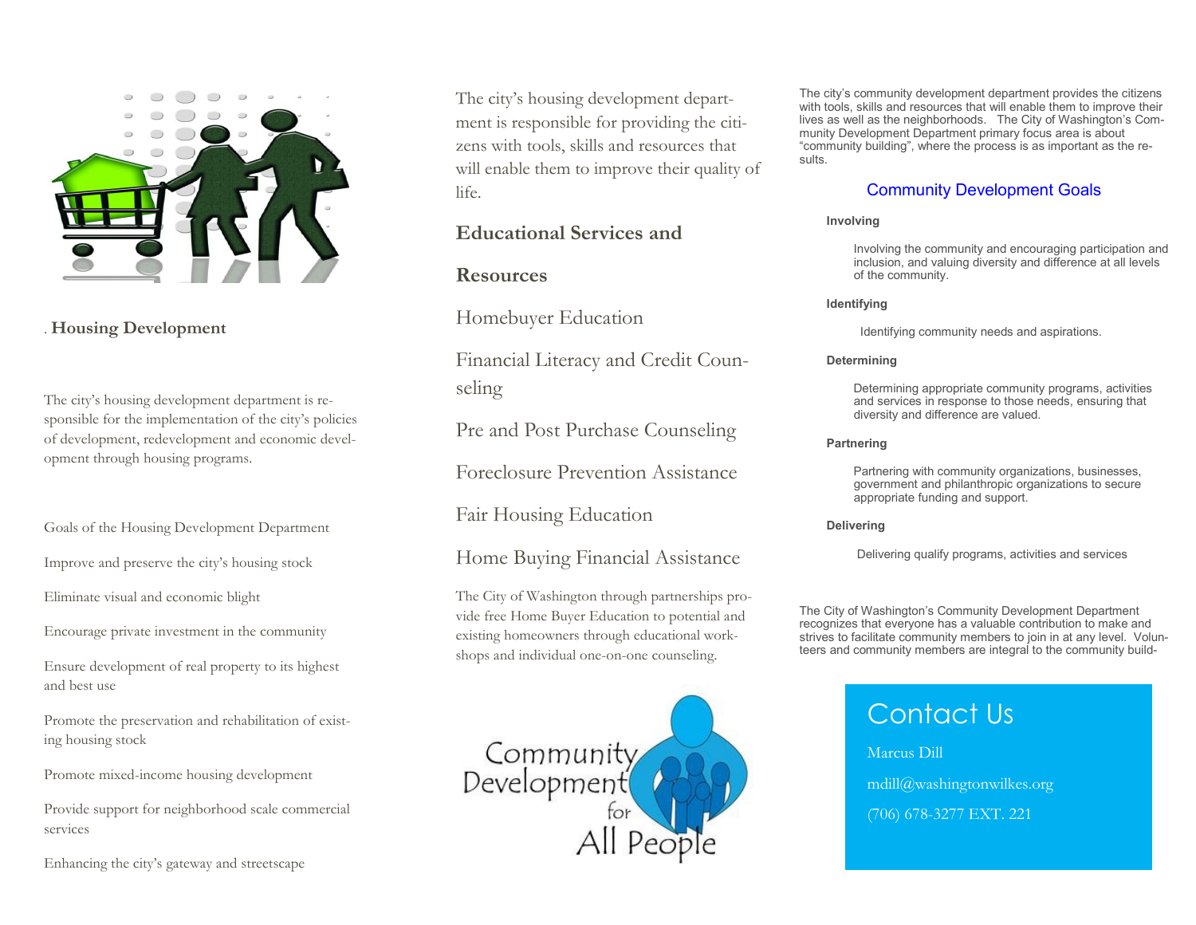## Housing Development

The city's housing development department is responsible for the implementation of the city's policies of development, redevelopment and economic development through housing programs.

Goals of the Housing Development Department

Improve and preserve the city's housing stock

Eliminate visual and economic blight

Encourage private investment in the community

Ensure development of real property to its highest and best use

Promote the preservation and rehabilitation of existing housing stock

Promote mixed-income housing development

Provide support for neighborhood scale commercial services

Enhancing the city's gateway and streetscape

The city's housing development department is responsible for providing the citizens with tools, skills and resources that will enable them to improve their quality of life.

## Educational Services and Resources

Homebuyer Education

Financial Literacy and Credit Counseling

Pre and Post Purchase Counseling

Foreclosure Prevention Assistance

Fair Housing Education

Home Buying Financial Assistance

The City of Washington through partnerships provide free Home Buyer Education to potential and existing homeowners through educational workshops and individual one-on-one counseling.

Community Development for All People

The city's community development department provides the citizens with tools, skills and resources that will enable them to improve their lives as well as the neighborhoods. The City of Washington's Community Development Department primary focus area is about "community building", where the process is as important as the results.

## Community Development Goals

**Involving**

Involving the community and encouraging participation and inclusion, and valuing diversity and difference at all levels of the community.

**Identifying**

Identifying community needs and aspirations.

**Determining**

Determining appropriate community programs, activities and services in response to those needs, ensuring that diversity and difference are valued.

**Partnering**

Partnering with community organizations, businesses, government and philanthropic organizations to secure appropriate funding and support.

**Delivering**

Delivering qualify programs, activities and services

The City of Washington's Community Development Department recognizes that everyone has a valuable contribution to make and strives to facilitate community members to join in at any level. Volunteers and community members are integral to the community build-

## Contact Us

Marcus Dill

mdill@washingtonwilkes.org

(706) 678-3277 EXT. 221